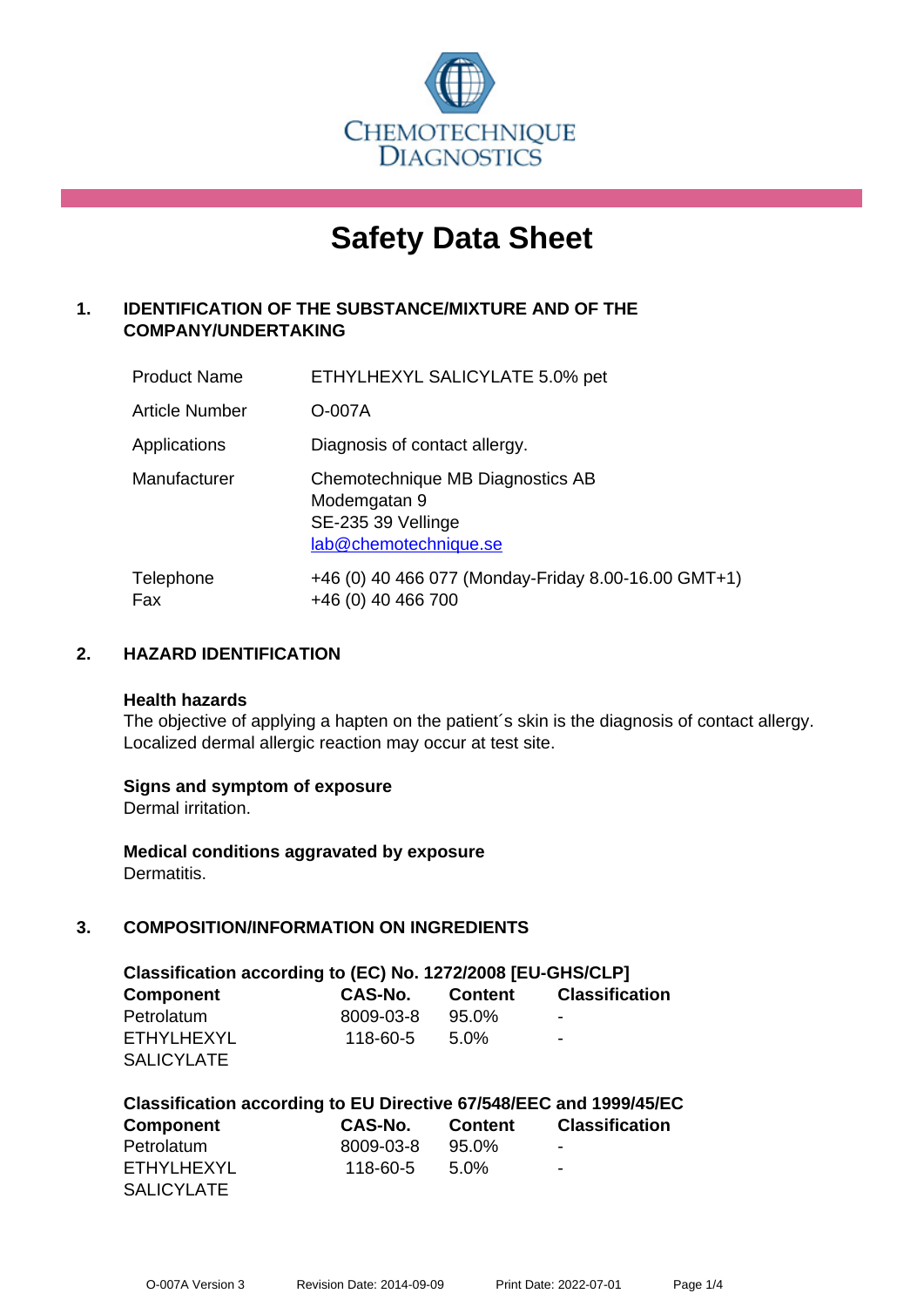CHEMOTECHNIQUE DIAGNOSTICS

# Safety Data Sheet

## 1. IDENTIFICATION OF THE SUBSTANCE/MIXTURE AND OF THE COMPANY/UNDERTAKING

| | |
|---|---|
| Product Name | ETHYLHEXYL SALICYLATE 5.0% pet |
| Article Number | O-007A |
| Applications | Diagnosis of contact allergy. |
| Manufacturer | Chemotechnique MB Diagnostics AB<br>Modemgatan 9<br>SE-235 39 Vellinge<br>lab@chemotechnique.se |
| Telephone<br>Fax | +46 (0) 40 466 077 (Monday-Friday 8.00-16.00 GMT+1)<br>+46 (0) 40 466 700 |

## 2. HAZARD IDENTIFICATION

**Health hazards**
The objective of applying a hapten on the patient´s skin is the diagnosis of contact allergy. Localized dermal allergic reaction may occur at test site.

**Signs and symptom of exposure**
Dermal irritation.

**Medical conditions aggravated by exposure**
Dermatitis.

## 3. COMPOSITION/INFORMATION ON INGREDIENTS

**Classification according to (EC) No. 1272/2008 [EU-GHS/CLP]**

| Component | CAS-No. | Content | Classification |
|---|---|---|---|
| Petrolatum | 8009-03-8 | 95.0% | - |
| ETHYLHEXYL SALICYLATE | 118-60-5 | 5.0% | - |

**Classification according to EU Directive 67/548/EEC and 1999/45/EC**

| Component | CAS-No. | Content | Classification |
|---|---|---|---|
| Petrolatum | 8009-03-8 | 95.0% | - |
| ETHYLHEXYL SALICYLATE | 118-60-5 | 5.0% | - |

O-007A Version 3 Revision Date: 2014-09-09 Print Date: 2022-07-01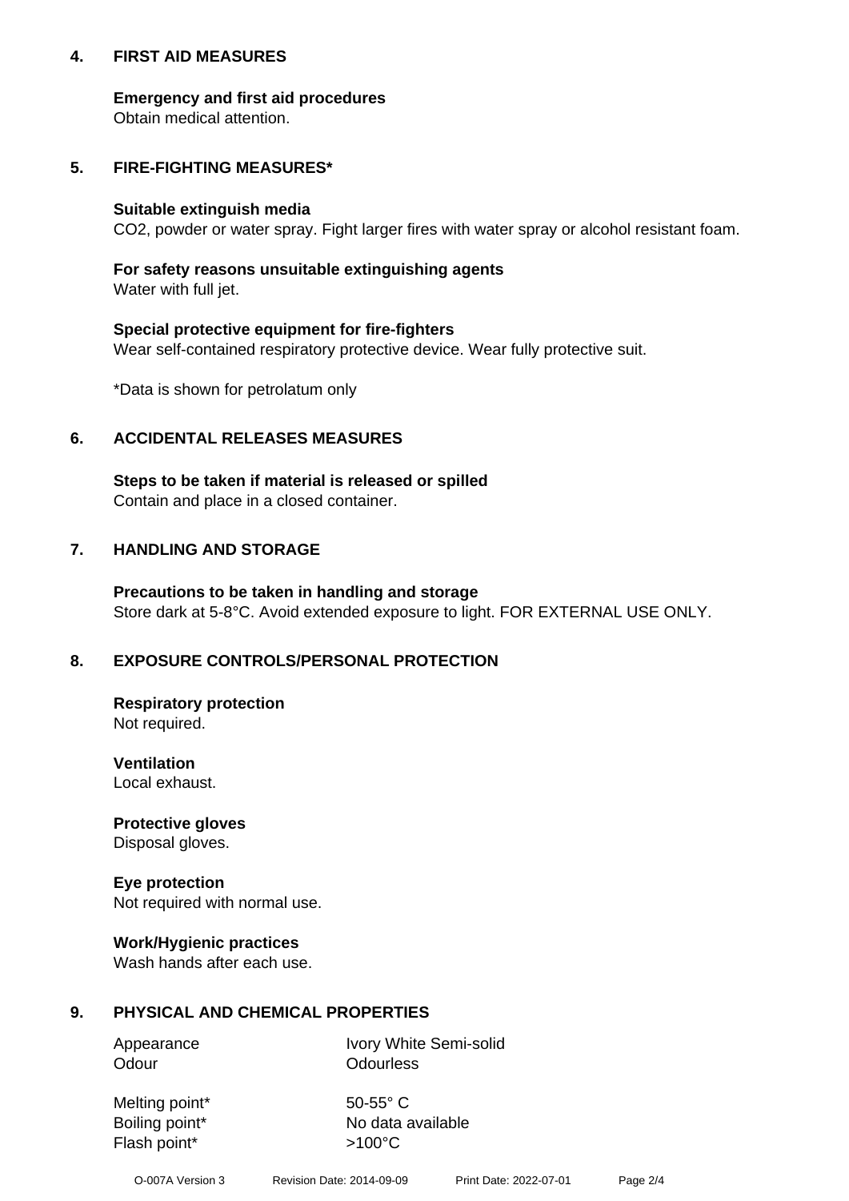## 4. FIRST AID MEASURES

**Emergency and first aid procedures**
Obtain medical attention.

## 5. FIRE-FIGHTING MEASURES*

**Suitable extinguish media**
$CO_2$, powder or water spray. Fight larger fires with water spray or alcohol resistant foam.

**For safety reasons unsuitable extinguishing agents**
Water with full jet.

**Special protective equipment for fire-fighters**
Wear self-contained respiratory protective device. Wear fully protective suit.

*Data is shown for petrolatum only

## 6. ACCIDENTAL RELEASES MEASURES

**Steps to be taken if material is released or spilled**
Contain and place in a closed container.

## 7. HANDLING AND STORAGE

**Precautions to be taken in handling and storage**
Store dark at 5-8°C. Avoid extended exposure to light. FOR EXTERNAL USE ONLY.

## 8. EXPOSURE CONTROLS/PERSONAL PROTECTION

**Respiratory protection**
Not required.

**Ventilation**
Local exhaust.

**Protective gloves**
Disposal gloves.

**Eye protection**
Not required with normal use.

**Work/Hygienic practices**
Wash hands after each use.

## 9. PHYSICAL AND CHEMICAL PROPERTIES

| | |
|---|---|
| Appearance | Ivory White Semi-solid |
| Odour | Odourless |
| Melting point* | 50-55° C |
| Boiling point* | No data available |
| Flash point* | >100°C |

O-007A Version 3    Revision Date: 2014-09-09    Print Date: 2022-07-01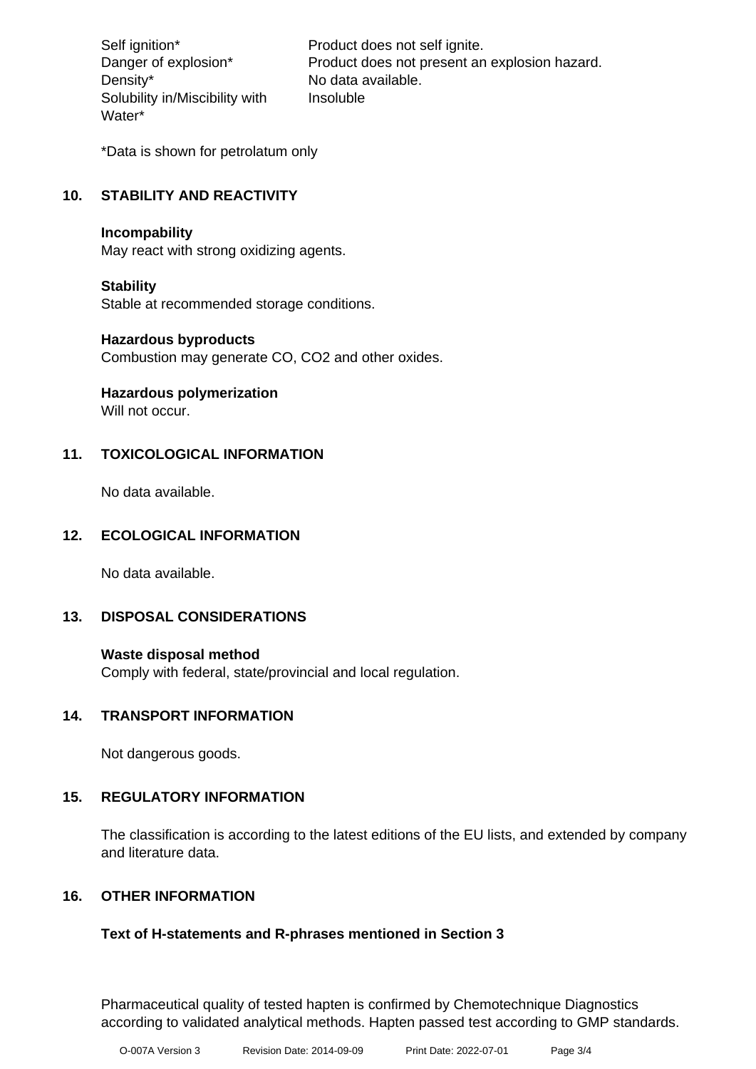| | |
|---|---|
| Self ignition* | Product does not self ignite. |
| Danger of explosion* | Product does not present an explosion hazard. |
| Density* | No data available. |
| Solubility in/Miscibility with Water* | Insoluble |

*Data is shown for petrolatum only

## 10. STABILITY AND REACTIVITY

**Incompability**
May react with strong oxidizing agents.

**Stability**
Stable at recommended storage conditions.

**Hazardous byproducts**
Combustion may generate CO, $CO_2$ and other oxides.

**Hazardous polymerization**
Will not occur.

## 11. TOXICOLOGICAL INFORMATION

No data available.

## 12. ECOLOGICAL INFORMATION

No data available.

## 13. DISPOSAL CONSIDERATIONS

**Waste disposal method**
Comply with federal, state/provincial and local regulation.

## 14. TRANSPORT INFORMATION

Not dangerous goods.

## 15. REGULATORY INFORMATION

The classification is according to the latest editions of the EU lists, and extended by company and literature data.

## 16. OTHER INFORMATION

**Text of H-statements and R-phrases mentioned in Section 3**

Pharmaceutical quality of tested hapten is confirmed by Chemotechnique Diagnostics according to validated analytical methods. Hapten passed test according to GMP standards.

O-007A Version 3 Revision Date: 2014-09-09 Print Date: 2022-07-01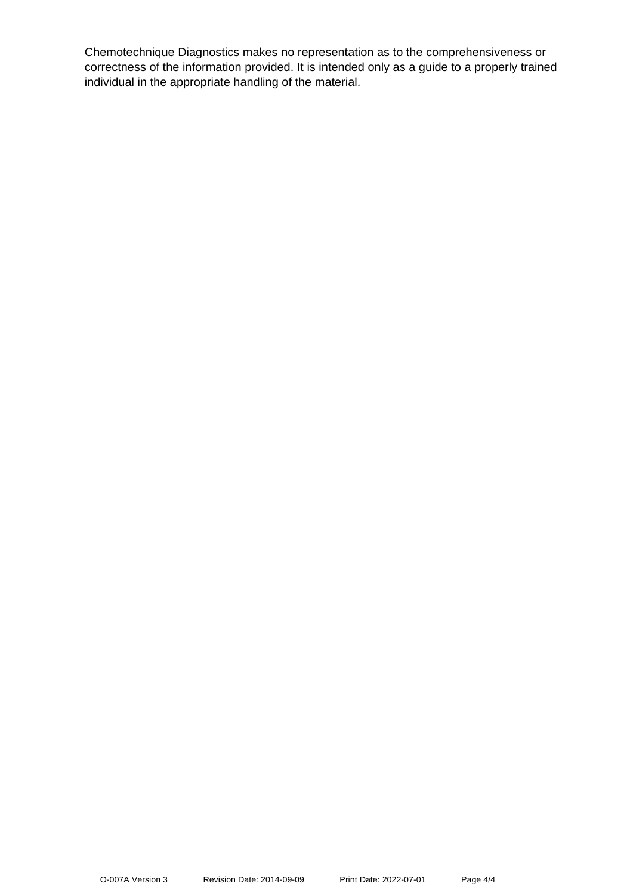Chemotechnique Diagnostics makes no representation as to the comprehensiveness or correctness of the information provided. It is intended only as a guide to a properly trained individual in the appropriate handling of the material.